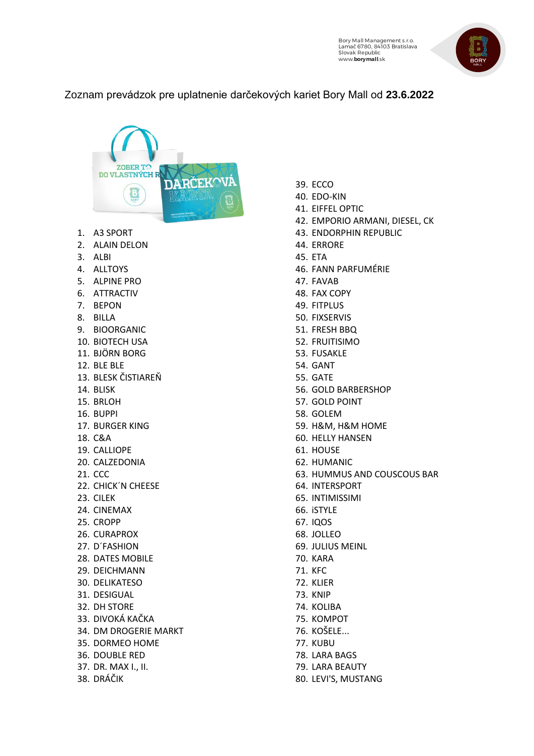Bory Mall Management s.r.o.
Lamač 6780, 84103 Bratislava
Slovak Republic
www.borymall.sk

Zoznam prevádzok pre uplatnenie darčekových kariet Bory Mall od **23.6.2022**

1. A3 SPORT
2. ALAIN DELON
3. ALBI
4. ALLTOYS
5. ALPINE PRO
6. ATTRACTIV
7. BEPON
8. BILLA
9. BIOORGANIC
10. BIOTECH USA
11. BJÖRN BORG
12. BLE BLE
13. BLESK ČISTIAREŇ
14. BLISK
15. BRLOH
16. BUPPI
17. BURGER KING
18. C&A
19. CALLIOPE
20. CALZEDONIA
21. CCC
22. CHICK´N CHEESE
23. CILEK
24. CINEMAX
25. CROPP
26. CURAPROX
27. D´FASHION
28. DATES MOBILE
29. DEICHMANN
30. DELIKATESO
31. DESIGUAL
32. DH STORE
33. DIVOKÁ KAČKA
34. DM DROGERIE MARKT
35. DORMEO HOME
36. DOUBLE RED
37. DR. MAX I., II.
38. DRÁČIK
39. ECCO
40. EDO-KIN
41. EIFFEL OPTIC
42. EMPORIO ARMANI, DIESEL, CK
43. ENDORPHIN REPUBLIC
44. ERRORE
45. ETA
46. FANN PARFUMÉRIE
47. FAVAB
48. FAX COPY
49. FITPLUS
50. FIXSERVIS
51. FRESH BBQ
52. FRUITISIMO
53. FUSAKLE
54. GANT
55. GATE
56. GOLD BARBERSHOP
57. GOLD POINT
58. GOLEM
59. H&M, H&M HOME
60. HELLY HANSEN
61. HOUSE
62. HUMANIC
63. HUMMUS AND COUSCOUS BAR
64. INTERSPORT
65. INTIMISSIMI
66. iSTYLE
67. IQOS
68. JOLLEO
69. JULIUS MEINL
70. KARA
71. KFC
72. KLIER
73. KNIP
74. KOLIBA
75. KOMPOT
76. KOŠELE...
77. KUBU
78. LARA BAGS
79. LARA BEAUTY
80. LEVI'S, MUSTANG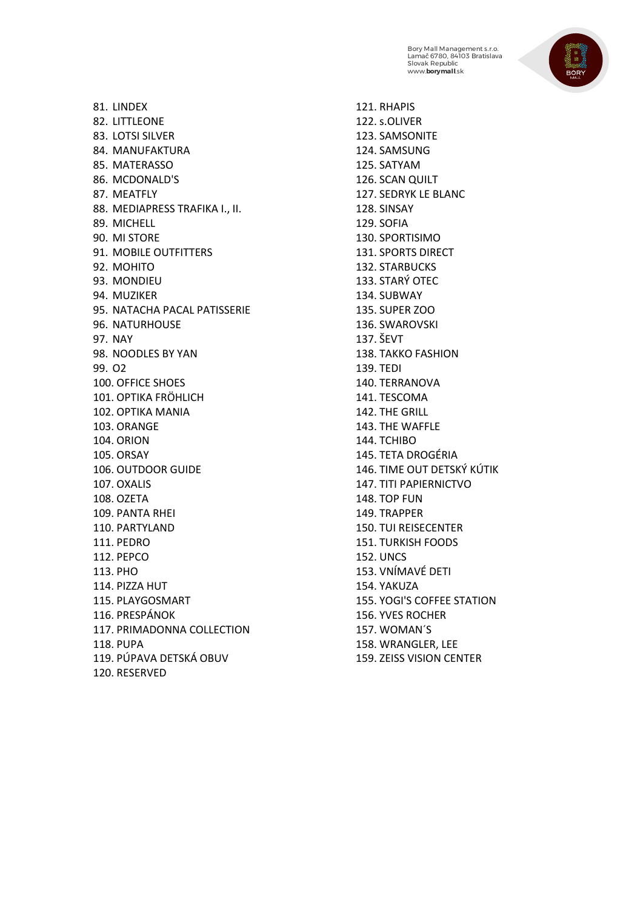81. LINDEX
82. LITTLEONE
83. LOTSI SILVER
84. MANUFAKTURA
85. MATERASSO
86. MCDONALD'S
87. MEATFLY
88. MEDIAPRESS TRAFIKA I., II.
89. MICHELL
90. MI STORE
91. MOBILE OUTFITTERS
92. MOHITO
93. MONDIEU
94. MUZIKER
95. NATACHA PACAL PATISSERIE
96. NATURHOUSE
97. NAY
98. NOODLES BY YAN
99. O2
100. OFFICE SHOES
101. OPTIKA FRÖHLICH
102. OPTIKA MANIA
103. ORANGE
104. ORION
105. ORSAY
106. OUTDOOR GUIDE
107. OXALIS
108. OZETA
109. PANTA RHEI
110. PARTYLAND
111. PEDRO
112. PEPCO
113. PHO
114. PIZZA HUT
115. PLAYGOSMART
116. PRESPÁNOK
117. PRIMADONNA COLLECTION
118. PUPA
119. PÚPAVA DETSKÁ OBUV
120. RESERVED
121. RHAPIS
122. s.OLIVER
123. SAMSONITE
124. SAMSUNG
125. SATYAM
126. SCAN QUILT
127. SEDRYK LE BLANC
128. SINSAY
129. SOFIA
130. SPORTISIMO
131. SPORTS DIRECT
132. STARBUCKS
133. STARÝ OTEC
134. SUBWAY
135. SUPER ZOO
136. SWAROVSKI
137. ŠEVT
138. TAKKO FASHION
139. TEDI
140. TERRANOVA
141. TESCOMA
142. THE GRILL
143. THE WAFFLE
144. TCHIBO
145. TETA DROGÉRIA
146. TIME OUT DETSKÝ KÚTIK
147. TITI PAPIERNICTVO
148. TOP FUN
149. TRAPPER
150. TUI REISECENTER
151. TURKISH FOODS
152. UNCS
153. VNÍMAVÉ DETI
154. YAKUZA
155. YOGI'S COFFEE STATION
156. YVES ROCHER
157. WOMAN´S
158. WRANGLER, LEE
159. ZEISS VISION CENTER